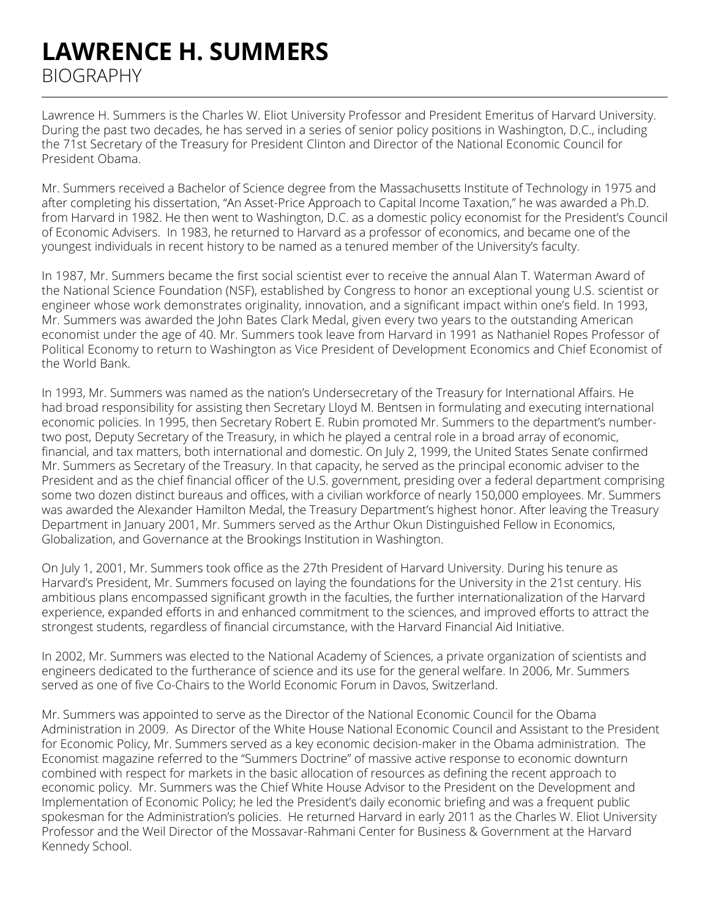# LAWRENCE H. SUMMERS

BIOGRAPHY

---

Lawrence H. Summers is the Charles W. Eliot University Professor and President Emeritus of Harvard University. During the past two decades, he has served in a series of senior policy positions in Washington, D.C., including the 71st Secretary of the Treasury for President Clinton and Director of the National Economic Council for President Obama.

Mr. Summers received a Bachelor of Science degree from the Massachusetts Institute of Technology in 1975 and after completing his dissertation, "An Asset-Price Approach to Capital Income Taxation," he was awarded a Ph.D. from Harvard in 1982. He then went to Washington, D.C. as a domestic policy economist for the President's Council of Economic Advisers. In 1983, he returned to Harvard as a professor of economics, and became one of the youngest individuals in recent history to be named as a tenured member of the University's faculty.

In 1987, Mr. Summers became the first social scientist ever to receive the annual Alan T. Waterman Award of the National Science Foundation (NSF), established by Congress to honor an exceptional young U.S. scientist or engineer whose work demonstrates originality, innovation, and a significant impact within one's field. In 1993, Mr. Summers was awarded the John Bates Clark Medal, given every two years to the outstanding American economist under the age of 40. Mr. Summers took leave from Harvard in 1991 as Nathaniel Ropes Professor of Political Economy to return to Washington as Vice President of Development Economics and Chief Economist of the World Bank.

In 1993, Mr. Summers was named as the nation's Undersecretary of the Treasury for International Affairs. He had broad responsibility for assisting then Secretary Lloyd M. Bentsen in formulating and executing international economic policies. In 1995, then Secretary Robert E. Rubin promoted Mr. Summers to the department's number-two post, Deputy Secretary of the Treasury, in which he played a central role in a broad array of economic, financial, and tax matters, both international and domestic. On July 2, 1999, the United States Senate confirmed Mr. Summers as Secretary of the Treasury. In that capacity, he served as the principal economic adviser to the President and as the chief financial officer of the U.S. government, presiding over a federal department comprising some two dozen distinct bureaus and offices, with a civilian workforce of nearly 150,000 employees. Mr. Summers was awarded the Alexander Hamilton Medal, the Treasury Department's highest honor. After leaving the Treasury Department in January 2001, Mr. Summers served as the Arthur Okun Distinguished Fellow in Economics, Globalization, and Governance at the Brookings Institution in Washington.

On July 1, 2001, Mr. Summers took office as the 27th President of Harvard University. During his tenure as Harvard's President, Mr. Summers focused on laying the foundations for the University in the 21st century. His ambitious plans encompassed significant growth in the faculties, the further internationalization of the Harvard experience, expanded efforts in and enhanced commitment to the sciences, and improved efforts to attract the strongest students, regardless of financial circumstance, with the Harvard Financial Aid Initiative.

In 2002, Mr. Summers was elected to the National Academy of Sciences, a private organization of scientists and engineers dedicated to the furtherance of science and its use for the general welfare. In 2006, Mr. Summers served as one of five Co-Chairs to the World Economic Forum in Davos, Switzerland.

Mr. Summers was appointed to serve as the Director of the National Economic Council for the Obama Administration in 2009. As Director of the White House National Economic Council and Assistant to the President for Economic Policy, Mr. Summers served as a key economic decision-maker in the Obama administration. The Economist magazine referred to the "Summers Doctrine" of massive active response to economic downturn combined with respect for markets in the basic allocation of resources as defining the recent approach to economic policy. Mr. Summers was the Chief White House Advisor to the President on the Development and Implementation of Economic Policy; he led the President's daily economic briefing and was a frequent public spokesman for the Administration's policies. He returned Harvard in early 2011 as the Charles W. Eliot University Professor and the Weil Director of the Mossavar-Rahmani Center for Business & Government at the Harvard Kennedy School.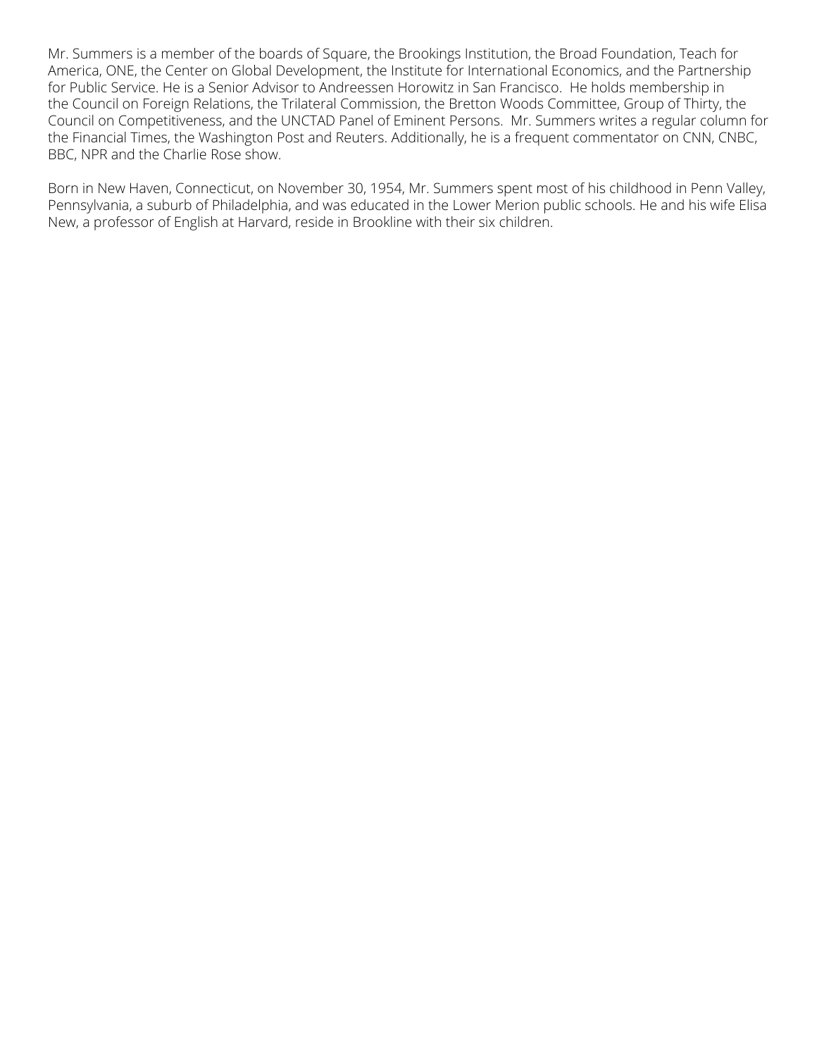Mr. Summers is a member of the boards of Square, the Brookings Institution, the Broad Foundation, Teach for America, ONE, the Center on Global Development, the Institute for International Economics, and the Partnership for Public Service. He is a Senior Advisor to Andreessen Horowitz in San Francisco. He holds membership in the Council on Foreign Relations, the Trilateral Commission, the Bretton Woods Committee, Group of Thirty, the Council on Competitiveness, and the UNCTAD Panel of Eminent Persons. Mr. Summers writes a regular column for the Financial Times, the Washington Post and Reuters. Additionally, he is a frequent commentator on CNN, CNBC, BBC, NPR and the Charlie Rose show.

Born in New Haven, Connecticut, on November 30, 1954, Mr. Summers spent most of his childhood in Penn Valley, Pennsylvania, a suburb of Philadelphia, and was educated in the Lower Merion public schools. He and his wife Elisa New, a professor of English at Harvard, reside in Brookline with their six children.